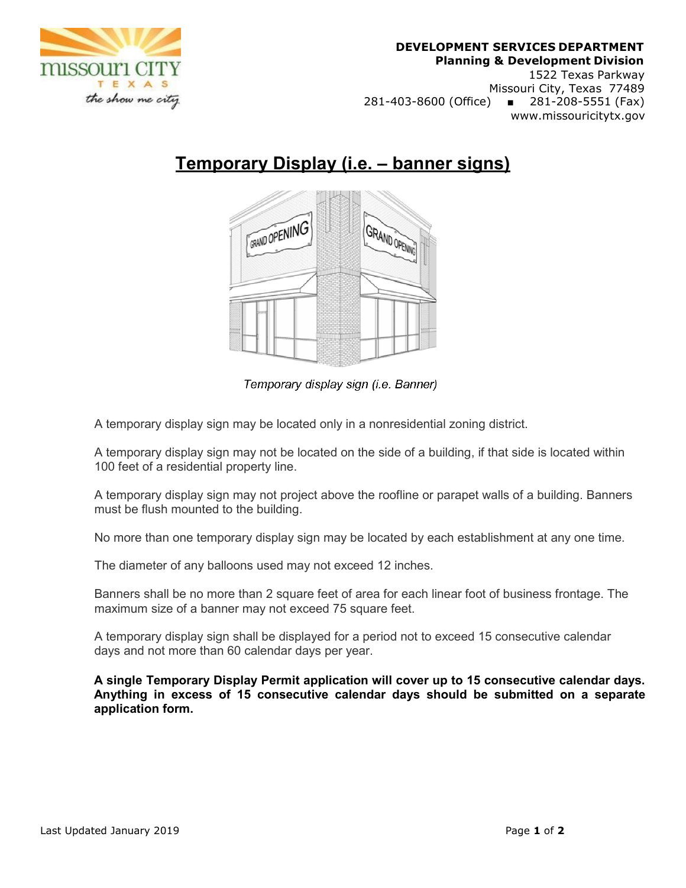**DEVELOPMENT SERVICES DEPARTMENT**
**Planning & Development Division**
1522 Texas Parkway
Missouri City, Texas 77489
281-403-8600 (Office) ▪ 281-208-5551 (Fax)
www.missouricitytx.gov

# Temporary Display (i.e. – banner signs)

*Temporary display sign (i.e. Banner)*

A temporary display sign may be located only in a nonresidential zoning district.

A temporary display sign may not be located on the side of a building, if that side is located within 100 feet of a residential property line.

A temporary display sign may not project above the roofline or parapet walls of a building. Banners must be flush mounted to the building.

No more than one temporary display sign may be located by each establishment at any one time.

The diameter of any balloons used may not exceed 12 inches.

Banners shall be no more than 2 square feet of area for each linear foot of business frontage. The maximum size of a banner may not exceed 75 square feet.

A temporary display sign shall be displayed for a period not to exceed 15 consecutive calendar days and not more than 60 calendar days per year.

**A single Temporary Display Permit application will cover up to 15 consecutive calendar days. Anything in excess of 15 consecutive calendar days should be submitted on a separate application form.**

Last Updated January 2019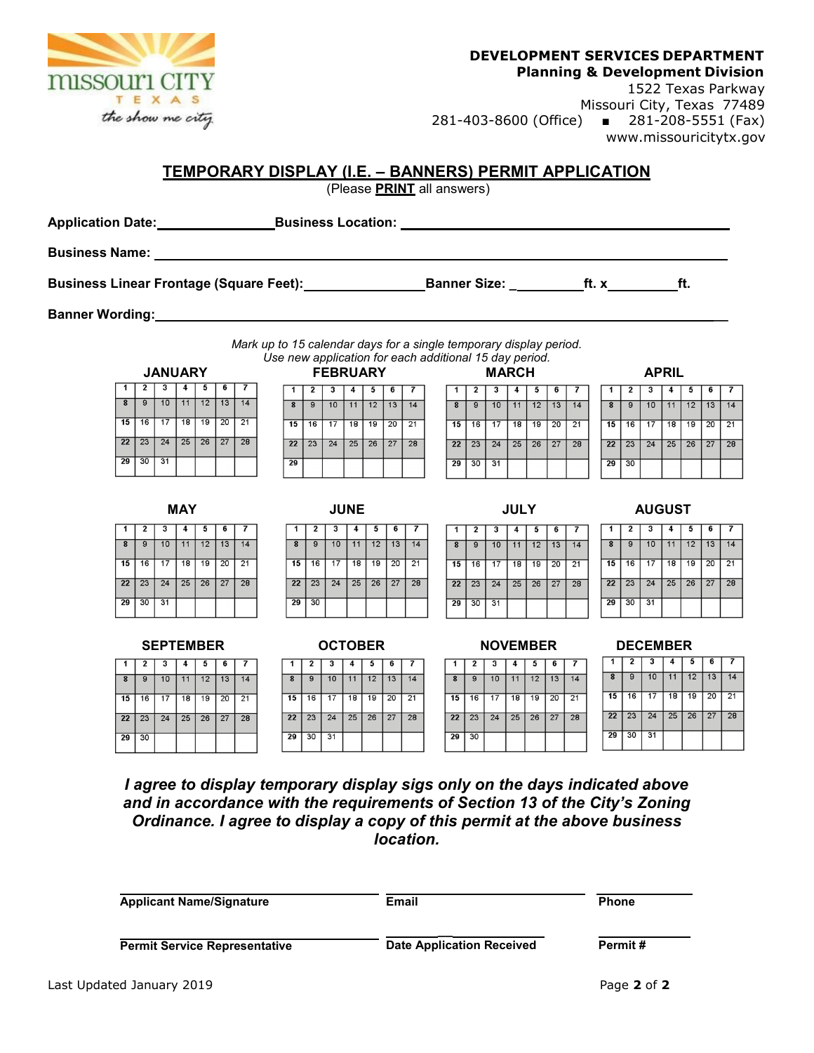DEVELOPMENT SERVICES DEPARTMENT
**Planning & Development Division**
1522 Texas Parkway
Missouri City, Texas 77489
281-403-8600 (Office) ▪ 281-208-5551 (Fax)
www.missouricitytx.gov

## TEMPORARY DISPLAY (I.E. – BANNERS) PERMIT APPLICATION

(Please **PRINT** all answers)

**Application Date:** \_\_\_\_\_\_\_\_\_\_\_\_\_\_\_ **Business Location:** \_\_\_\_\_\_\_\_\_\_\_\_\_\_\_\_\_\_\_\_\_\_\_\_\_\_\_\_\_\_\_\_\_\_\_\_\_\_\_\_\_\_

**Business Name:** \_\_\_\_\_\_\_\_\_\_\_\_\_\_\_\_\_\_\_\_\_\_\_\_\_\_\_\_\_\_\_\_\_\_\_\_\_\_\_\_\_\_\_\_\_\_\_\_\_\_\_\_\_\_\_\_\_\_\_\_\_\_\_\_\_\_\_\_\_\_

**Business Linear Frontage (Square Feet):** \_\_\_\_\_\_\_\_\_\_\_\_\_\_\_ **Banner Size:** \_\_\_\_\_\_\_\_\_ **ft. x** \_\_\_\_\_\_\_\_\_ **ft.**

**Banner Wording:** \_\_\_\_\_\_\_\_\_\_\_\_\_\_\_\_\_\_\_\_\_\_\_\_\_\_\_\_\_\_\_\_\_\_\_\_\_\_\_\_\_\_\_\_\_\_\_\_\_\_\_\_\_\_\_\_\_\_\_\_\_\_\_\_\_\_\_\_\_\_

*Mark up to 15 calendar days for a single temporary display period.*
*Use new application for each additional 15 day period.*

**JANUARY**

| | | | | | | |
|---|---|---|---|---|---|---|
| 1 | 2 | 3 | 4 | 5 | 6 | 7 |
| 8 | 9 | 10 | 11 | 12 | 13 | 14 |
| 15 | 16 | 17 | 18 | 19 | 20 | 21 |
| 22 | 23 | 24 | 25 | 26 | 27 | 28 |
| 29 | 30 | 31 | | | | |

**FEBRUARY**

| | | | | | | |
|---|---|---|---|---|---|---|
| 1 | 2 | 3 | 4 | 5 | 6 | 7 |
| 8 | 9 | 10 | 11 | 12 | 13 | 14 |
| 15 | 16 | 17 | 18 | 19 | 20 | 21 |
| 22 | 23 | 24 | 25 | 26 | 27 | 28 |
| 29 | | | | | | |

**MARCH**

| | | | | | | |
|---|---|---|---|---|---|---|
| 1 | 2 | 3 | 4 | 5 | 6 | 7 |
| 8 | 9 | 10 | 11 | 12 | 13 | 14 |
| 15 | 16 | 17 | 18 | 19 | 20 | 21 |
| 22 | 23 | 24 | 25 | 26 | 27 | 28 |
| 29 | 30 | 31 | | | | |

**APRIL**

| | | | | | | |
|---|---|---|---|---|---|---|
| 1 | 2 | 3 | 4 | 5 | 6 | 7 |
| 8 | 9 | 10 | 11 | 12 | 13 | 14 |
| 15 | 16 | 17 | 18 | 19 | 20 | 21 |
| 22 | 23 | 24 | 25 | 26 | 27 | 28 |
| 29 | 30 | | | | | |

**MAY**

| | | | | | | |
|---|---|---|---|---|---|---|
| 1 | 2 | 3 | 4 | 5 | 6 | 7 |
| 8 | 9 | 10 | 11 | 12 | 13 | 14 |
| 15 | 16 | 17 | 18 | 19 | 20 | 21 |
| 22 | 23 | 24 | 25 | 26 | 27 | 28 |
| 29 | 30 | 31 | | | | |

**JUNE**

| | | | | | | |
|---|---|---|---|---|---|---|
| 1 | 2 | 3 | 4 | 5 | 6 | 7 |
| 8 | 9 | 10 | 11 | 12 | 13 | 14 |
| 15 | 16 | 17 | 18 | 19 | 20 | 21 |
| 22 | 23 | 24 | 25 | 26 | 27 | 28 |
| 29 | 30 | | | | | |

**JULY**

| | | | | | | |
|---|---|---|---|---|---|---|
| 1 | 2 | 3 | 4 | 5 | 6 | 7 |
| 8 | 9 | 10 | 11 | 12 | 13 | 14 |
| 15 | 16 | 17 | 18 | 19 | 20 | 21 |
| 22 | 23 | 24 | 25 | 26 | 27 | 28 |
| 29 | 30 | 31 | | | | |

**AUGUST**

| | | | | | | |
|---|---|---|---|---|---|---|
| 1 | 2 | 3 | 4 | 5 | 6 | 7 |
| 8 | 9 | 10 | 11 | 12 | 13 | 14 |
| 15 | 16 | 17 | 18 | 19 | 20 | 21 |
| 22 | 23 | 24 | 25 | 26 | 27 | 28 |
| 29 | 30 | 31 | | | | |

**SEPTEMBER**

| | | | | | | |
|---|---|---|---|---|---|---|
| 1 | 2 | 3 | 4 | 5 | 6 | 7 |
| 8 | 9 | 10 | 11 | 12 | 13 | 14 |
| 15 | 16 | 17 | 18 | 19 | 20 | 21 |
| 22 | 23 | 24 | 25 | 26 | 27 | 28 |
| 29 | 30 | | | | | |

**OCTOBER**

| | | | | | | |
|---|---|---|---|---|---|---|
| 1 | 2 | 3 | 4 | 5 | 6 | 7 |
| 8 | 9 | 10 | 11 | 12 | 13 | 14 |
| 15 | 16 | 17 | 18 | 19 | 20 | 21 |
| 22 | 23 | 24 | 25 | 26 | 27 | 28 |
| 29 | 30 | 31 | | | | |

**NOVEMBER**

| | | | | | | |
|---|---|---|---|---|---|---|
| 1 | 2 | 3 | 4 | 5 | 6 | 7 |
| 8 | 9 | 10 | 11 | 12 | 13 | 14 |
| 15 | 16 | 17 | 18 | 19 | 20 | 21 |
| 22 | 23 | 24 | 25 | 26 | 27 | 28 |
| 29 | 30 | | | | | |

**DECEMBER**

| | | | | | | |
|---|---|---|---|---|---|---|
| 1 | 2 | 3 | 4 | 5 | 6 | 7 |
| 8 | 9 | 10 | 11 | 12 | 13 | 14 |
| 15 | 16 | 17 | 18 | 19 | 20 | 21 |
| 22 | 23 | 24 | 25 | 26 | 27 | 28 |
| 29 | 30 | 31 | | | | |

***I agree to display temporary display sigs only on the days indicated above and in accordance with the requirements of Section 13 of the City's Zoning Ordinance. I agree to display a copy of this permit at the above business location.***

| | | |
|---|---|---|
| **Applicant Name/Signature** | **Email** | **Phone** |
| **Permit Service Representative** | **Date Application Received** | **Permit #** |

Last Updated January 2019